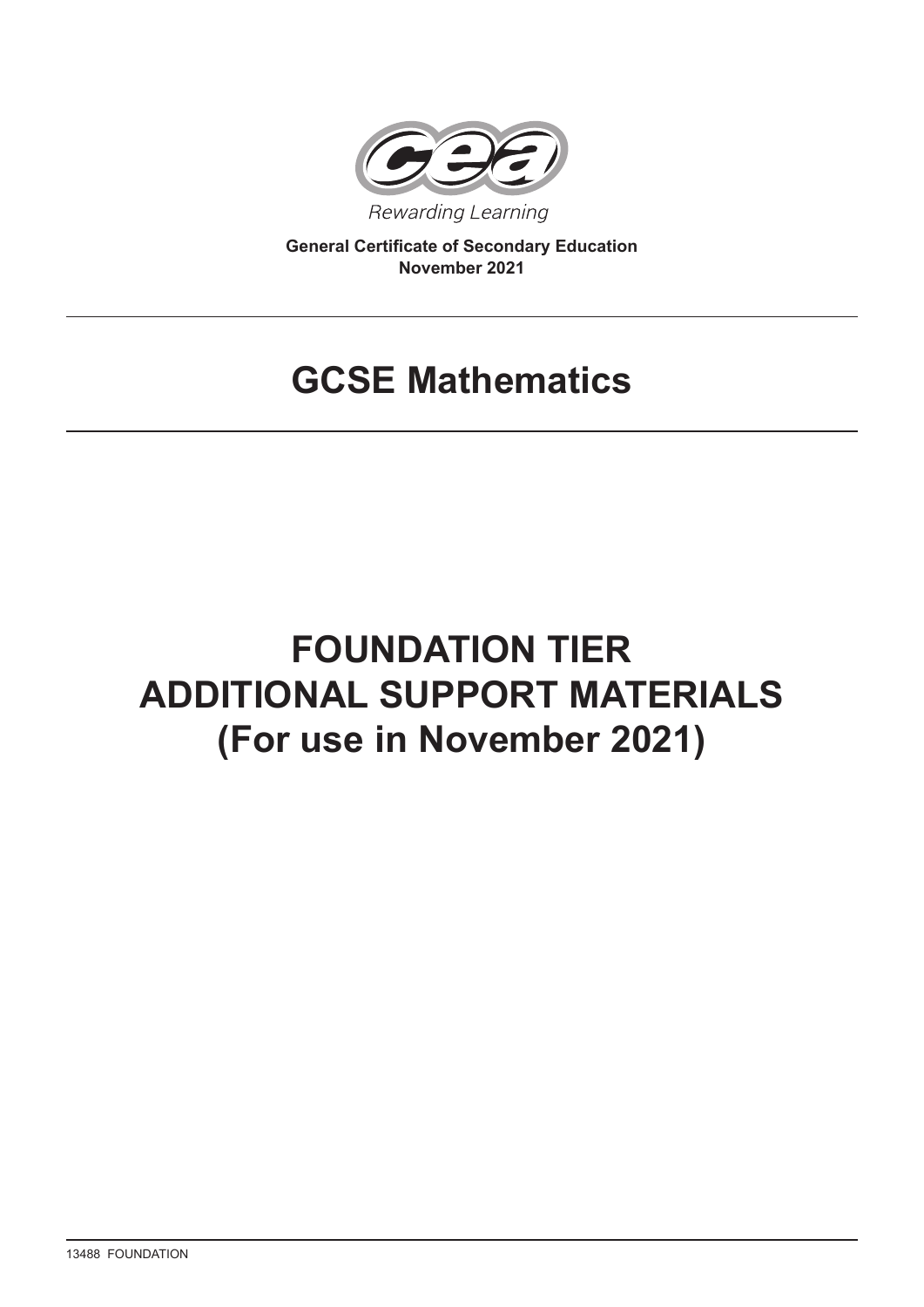Rewarding Learning

**General Certificate of Secondary Education**
**November 2021**

# GCSE Mathematics

# FOUNDATION TIER
# ADDITIONAL SUPPORT MATERIALS
# (For use in November 2021)

13488 FOUNDATION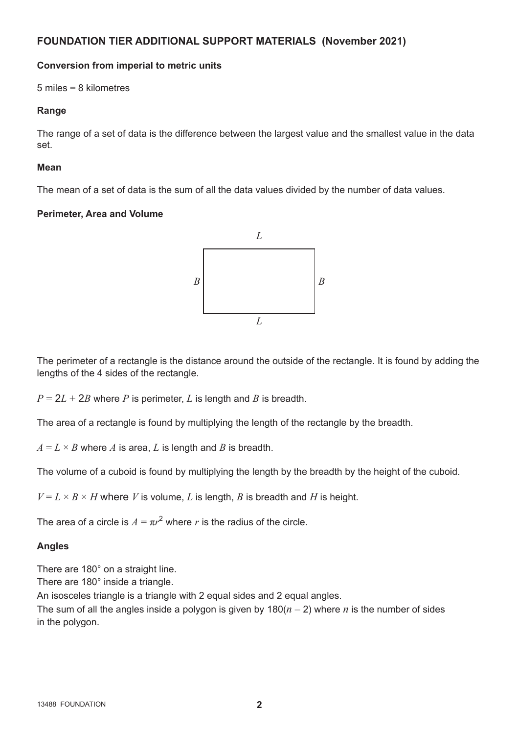## FOUNDATION TIER ADDITIONAL SUPPORT MATERIALS (November 2021)

### Conversion from imperial to metric units

5 miles = 8 kilometres

### Range

The range of a set of data is the difference between the largest value and the smallest value in the data set.

### Mean

The mean of a set of data is the sum of all the data values divided by the number of data values.

### Perimeter, Area and Volume

The perimeter of a rectangle is the distance around the outside of the rectangle. It is found by adding the lengths of the 4 sides of the rectangle.

$P = 2L + 2B$ where $P$ is perimeter, $L$ is length and $B$ is breadth.

The area of a rectangle is found by multiplying the length of the rectangle by the breadth.

$A = L \times B$ where $A$ is area, $L$ is length and $B$ is breadth.

The volume of a cuboid is found by multiplying the length by the breadth by the height of the cuboid.

$V = L \times B \times H$ where $V$ is volume, $L$ is length, $B$ is breadth and $H$ is height.

The area of a circle is $A = \pi r^2$ where $r$ is the radius of the circle.

### Angles

There are 180° on a straight line.
There are 180° inside a triangle.
An isosceles triangle is a triangle with 2 equal sides and 2 equal angles.
The sum of all the angles inside a polygon is given by $180(n - 2)$ where $n$ is the number of sides in the polygon.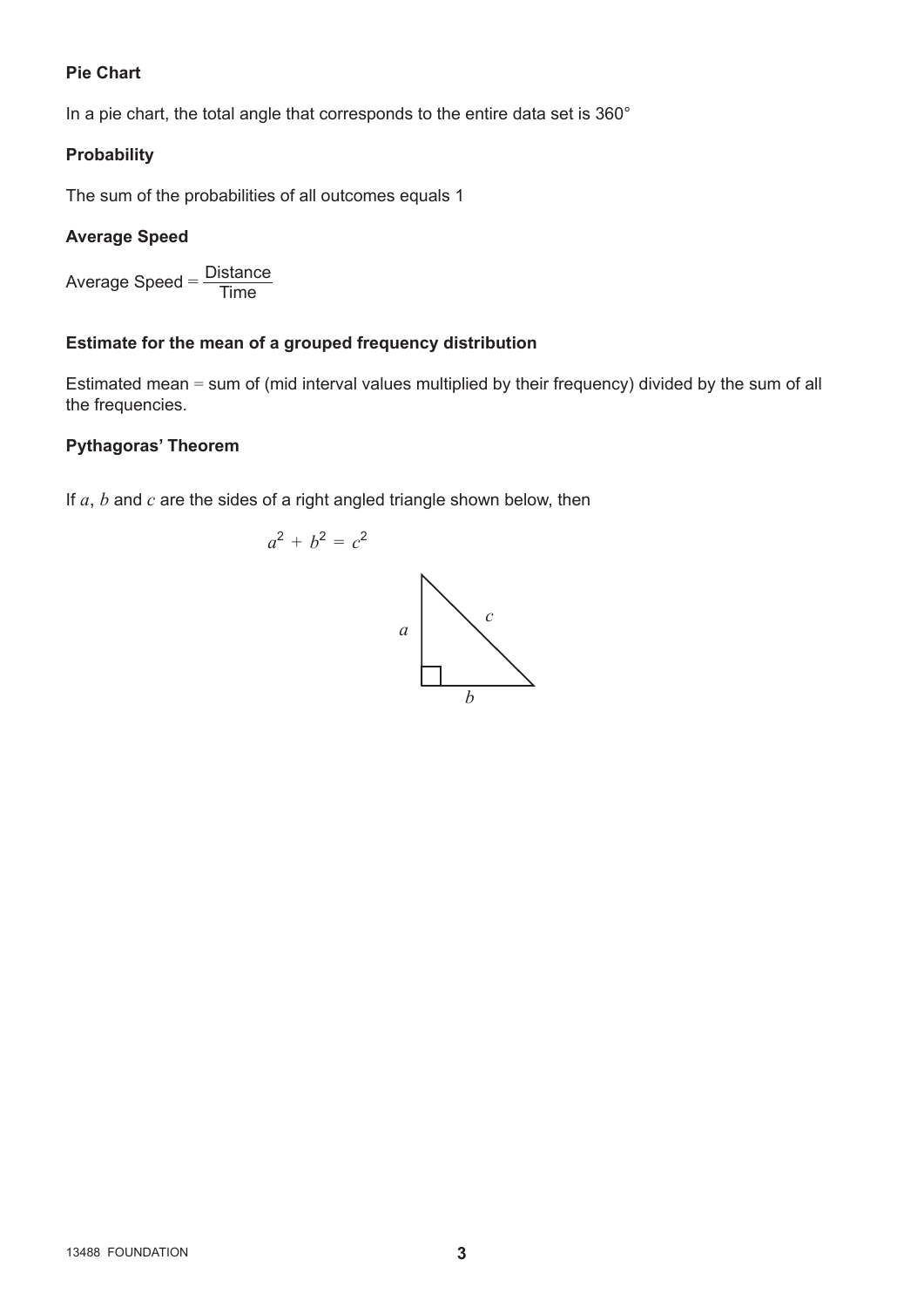**Pie Chart**

In a pie chart, the total angle that corresponds to the entire data set is 360°

**Probability**

The sum of the probabilities of all outcomes equals 1

**Average Speed**

$$\text{Average Speed} = \frac{\text{Distance}}{\text{Time}}$$

**Estimate for the mean of a grouped frequency distribution**

Estimated mean = sum of (mid interval values multiplied by their frequency) divided by the sum of all the frequencies.

**Pythagoras' Theorem**

If $a$, $b$ and $c$ are the sides of a right angled triangle shown below, then

$$a^2 + b^2 = c^2$$

$a$

$c$

$b$